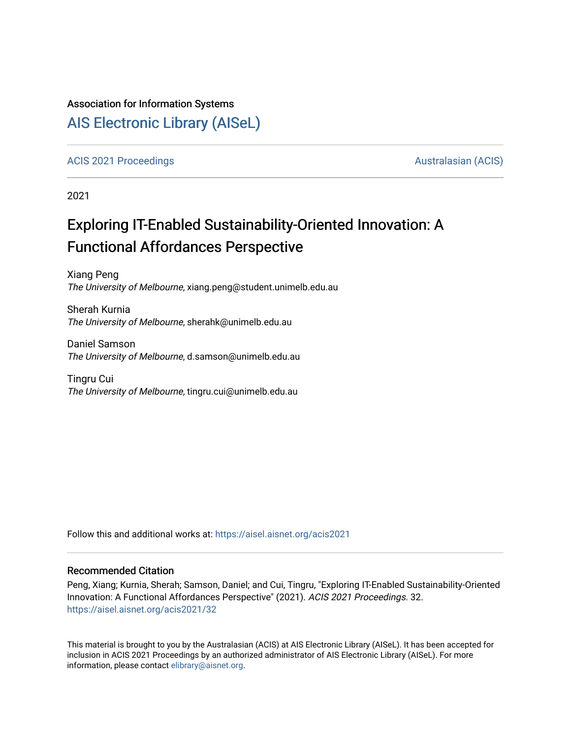Association for Information Systems

# AIS Electronic Library (AISeL)

ACIS 2021 Proceedings

Australasian (ACIS)

2021

# Exploring IT-Enabled Sustainability-Oriented Innovation: A Functional Affordances Perspective

Xiang Peng
*The University of Melbourne*, xiang.peng@student.unimelb.edu.au

Sherah Kurnia
*The University of Melbourne*, sherahk@unimelb.edu.au

Daniel Samson
*The University of Melbourne*, d.samson@unimelb.edu.au

Tingru Cui
*The University of Melbourne*, tingru.cui@unimelb.edu.au

Follow this and additional works at: https://aisel.aisnet.org/acis2021

## Recommended Citation

Peng, Xiang; Kurnia, Sherah; Samson, Daniel; and Cui, Tingru, "Exploring IT-Enabled Sustainability-Oriented Innovation: A Functional Affordances Perspective" (2021). *ACIS 2021 Proceedings*. 32.
https://aisel.aisnet.org/acis2021/32

This material is brought to you by the Australasian (ACIS) at AIS Electronic Library (AISeL). It has been accepted for inclusion in ACIS 2021 Proceedings by an authorized administrator of AIS Electronic Library (AISeL). For more information, please contact elibrary@aisnet.org.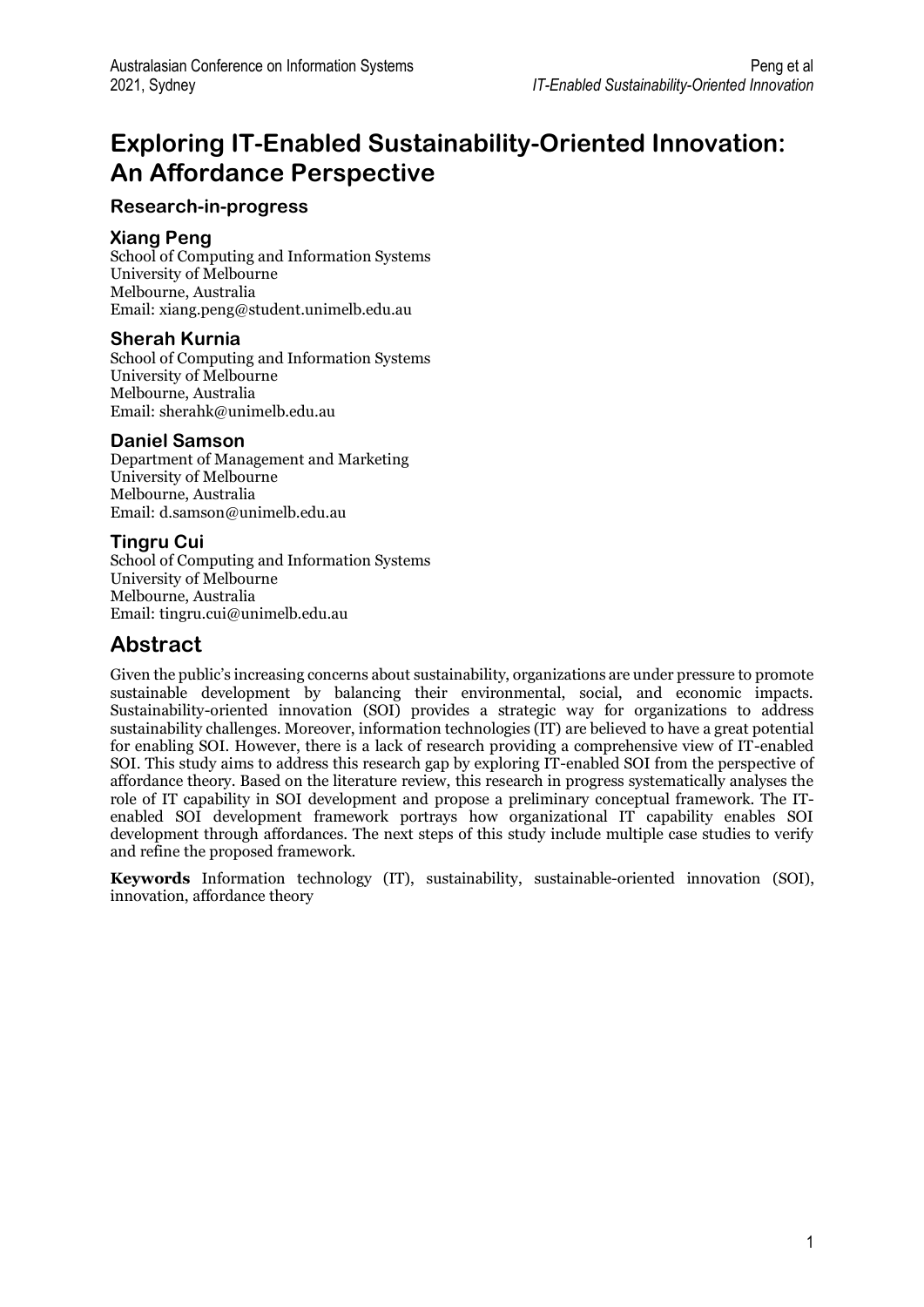# Exploring IT-Enabled Sustainability-Oriented Innovation: An Affordance Perspective

### Research-in-progress

### Xiang Peng

School of Computing and Information Systems
University of Melbourne
Melbourne, Australia
Email: xiang.peng@student.unimelb.edu.au

### Sherah Kurnia

School of Computing and Information Systems
University of Melbourne
Melbourne, Australia
Email: sherahk@unimelb.edu.au

### Daniel Samson

Department of Management and Marketing
University of Melbourne
Melbourne, Australia
Email: d.samson@unimelb.edu.au

### Tingru Cui

School of Computing and Information Systems
University of Melbourne
Melbourne, Australia
Email: tingru.cui@unimelb.edu.au

## Abstract

Given the public's increasing concerns about sustainability, organizations are under pressure to promote sustainable development by balancing their environmental, social, and economic impacts. Sustainability-oriented innovation (SOI) provides a strategic way for organizations to address sustainability challenges. Moreover, information technologies (IT) are believed to have a great potential for enabling SOI. However, there is a lack of research providing a comprehensive view of IT-enabled SOI. This study aims to address this research gap by exploring IT-enabled SOI from the perspective of affordance theory. Based on the literature review, this research in progress systematically analyses the role of IT capability in SOI development and propose a preliminary conceptual framework. The IT-enabled SOI development framework portrays how organizational IT capability enables SOI development through affordances. The next steps of this study include multiple case studies to verify and refine the proposed framework.

**Keywords** Information technology (IT), sustainability, sustainable-oriented innovation (SOI), innovation, affordance theory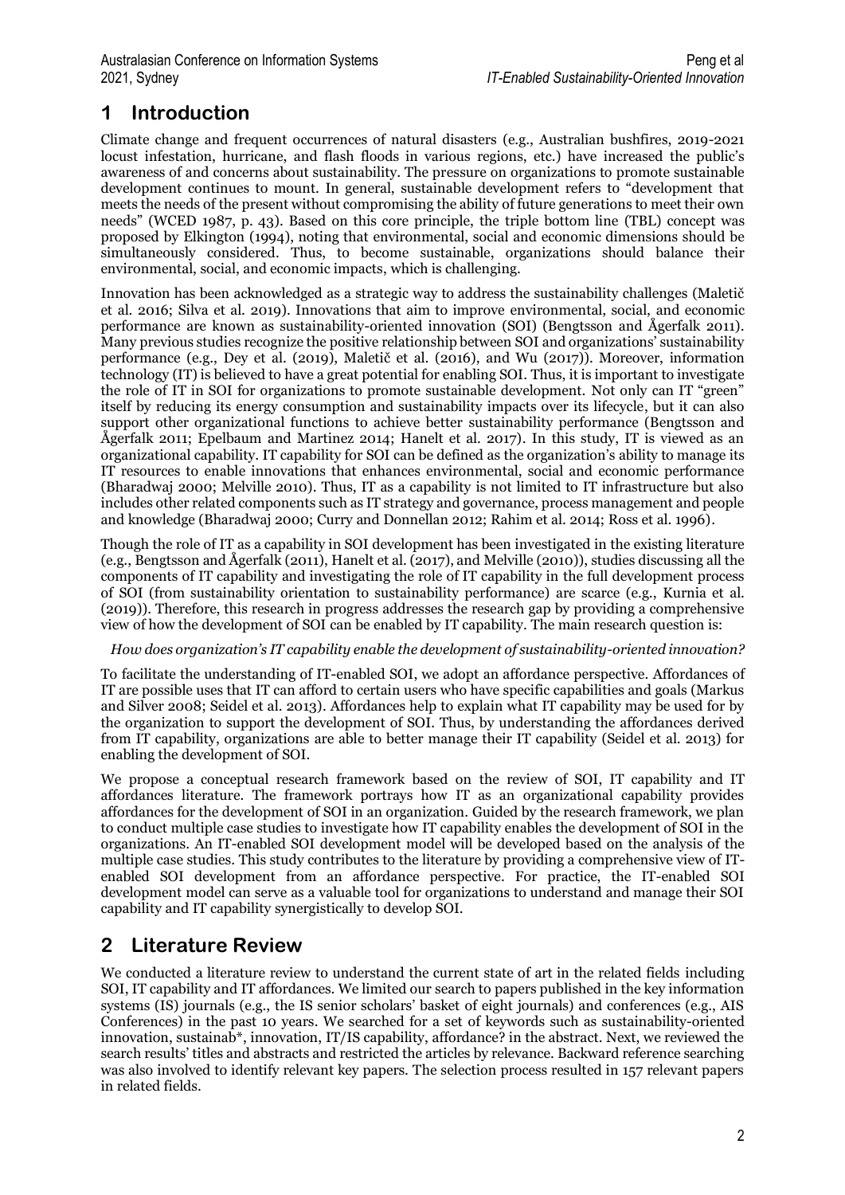# 1 Introduction

Climate change and frequent occurrences of natural disasters (e.g., Australian bushfires, 2019-2021 locust infestation, hurricane, and flash floods in various regions, etc.) have increased the public's awareness of and concerns about sustainability. The pressure on organizations to promote sustainable development continues to mount. In general, sustainable development refers to "development that meets the needs of the present without compromising the ability of future generations to meet their own needs" (WCED 1987, p. 43). Based on this core principle, the triple bottom line (TBL) concept was proposed by Elkington (1994), noting that environmental, social and economic dimensions should be simultaneously considered. Thus, to become sustainable, organizations should balance their environmental, social, and economic impacts, which is challenging.

Innovation has been acknowledged as a strategic way to address the sustainability challenges (Maletič et al. 2016; Silva et al. 2019). Innovations that aim to improve environmental, social, and economic performance are known as sustainability-oriented innovation (SOI) (Bengtsson and Ågerfalk 2011). Many previous studies recognize the positive relationship between SOI and organizations' sustainability performance (e.g., Dey et al. (2019), Maletič et al. (2016), and Wu (2017)). Moreover, information technology (IT) is believed to have a great potential for enabling SOI. Thus, it is important to investigate the role of IT in SOI for organizations to promote sustainable development. Not only can IT "green" itself by reducing its energy consumption and sustainability impacts over its lifecycle, but it can also support other organizational functions to achieve better sustainability performance (Bengtsson and Ågerfalk 2011; Epelbaum and Martinez 2014; Hanelt et al. 2017). In this study, IT is viewed as an organizational capability. IT capability for SOI can be defined as the organization's ability to manage its IT resources to enable innovations that enhances environmental, social and economic performance (Bharadwaj 2000; Melville 2010). Thus, IT as a capability is not limited to IT infrastructure but also includes other related components such as IT strategy and governance, process management and people and knowledge (Bharadwaj 2000; Curry and Donnellan 2012; Rahim et al. 2014; Ross et al. 1996).

Though the role of IT as a capability in SOI development has been investigated in the existing literature (e.g., Bengtsson and Ågerfalk (2011), Hanelt et al. (2017), and Melville (2010)), studies discussing all the components of IT capability and investigating the role of IT capability in the full development process of SOI (from sustainability orientation to sustainability performance) are scarce (e.g., Kurnia et al. (2019)). Therefore, this research in progress addresses the research gap by providing a comprehensive view of how the development of SOI can be enabled by IT capability. The main research question is:

*How does organization's IT capability enable the development of sustainability-oriented innovation?*

To facilitate the understanding of IT-enabled SOI, we adopt an affordance perspective. Affordances of IT are possible uses that IT can afford to certain users who have specific capabilities and goals (Markus and Silver 2008; Seidel et al. 2013). Affordances help to explain what IT capability may be used for by the organization to support the development of SOI. Thus, by understanding the affordances derived from IT capability, organizations are able to better manage their IT capability (Seidel et al. 2013) for enabling the development of SOI.

We propose a conceptual research framework based on the review of SOI, IT capability and IT affordances literature. The framework portrays how IT as an organizational capability provides affordances for the development of SOI in an organization. Guided by the research framework, we plan to conduct multiple case studies to investigate how IT capability enables the development of SOI in the organizations. An IT-enabled SOI development model will be developed based on the analysis of the multiple case studies. This study contributes to the literature by providing a comprehensive view of IT-enabled SOI development from an affordance perspective. For practice, the IT-enabled SOI development model can serve as a valuable tool for organizations to understand and manage their SOI capability and IT capability synergistically to develop SOI.

# 2 Literature Review

We conducted a literature review to understand the current state of art in the related fields including SOI, IT capability and IT affordances. We limited our search to papers published in the key information systems (IS) journals (e.g., the IS senior scholars' basket of eight journals) and conferences (e.g., AIS Conferences) in the past 10 years. We searched for a set of keywords such as sustainability-oriented innovation, sustainab*, innovation, IT/IS capability, affordance? in the abstract. Next, we reviewed the search results' titles and abstracts and restricted the articles by relevance. Backward reference searching was also involved to identify relevant key papers. The selection process resulted in 157 relevant papers in related fields.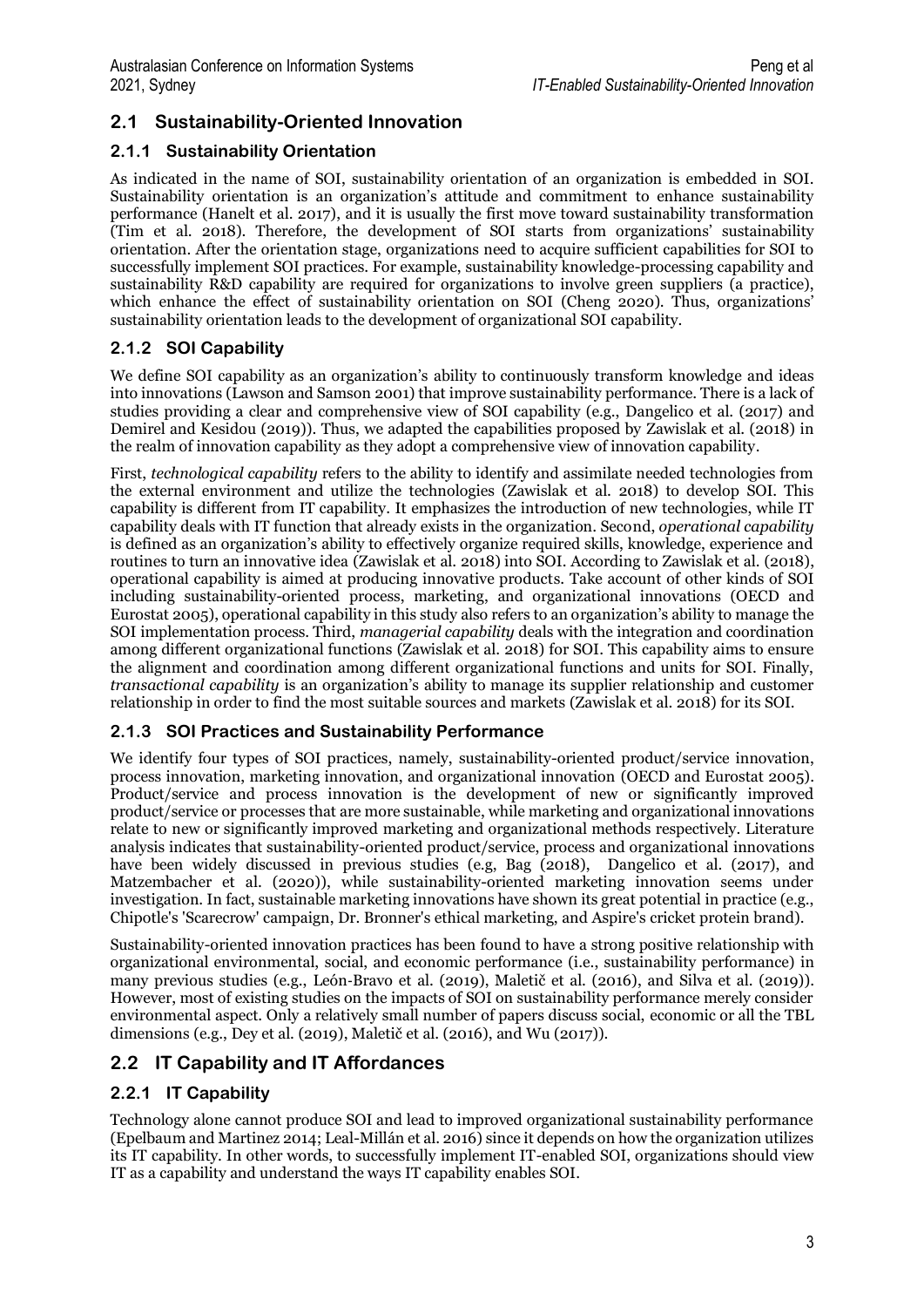## 2.1 Sustainability-Oriented Innovation

### 2.1.1 Sustainability Orientation

As indicated in the name of SOI, sustainability orientation of an organization is embedded in SOI. Sustainability orientation is an organization's attitude and commitment to enhance sustainability performance (Hanelt et al. 2017), and it is usually the first move toward sustainability transformation (Tim et al. 2018). Therefore, the development of SOI starts from organizations' sustainability orientation. After the orientation stage, organizations need to acquire sufficient capabilities for SOI to successfully implement SOI practices. For example, sustainability knowledge-processing capability and sustainability R&D capability are required for organizations to involve green suppliers (a practice), which enhance the effect of sustainability orientation on SOI (Cheng 2020). Thus, organizations' sustainability orientation leads to the development of organizational SOI capability.

### 2.1.2 SOI Capability

We define SOI capability as an organization's ability to continuously transform knowledge and ideas into innovations (Lawson and Samson 2001) that improve sustainability performance. There is a lack of studies providing a clear and comprehensive view of SOI capability (e.g., Dangelico et al. (2017) and Demirel and Kesidou (2019)). Thus, we adapted the capabilities proposed by Zawislak et al. (2018) in the realm of innovation capability as they adopt a comprehensive view of innovation capability.

First, *technological capability* refers to the ability to identify and assimilate needed technologies from the external environment and utilize the technologies (Zawislak et al. 2018) to develop SOI. This capability is different from IT capability. It emphasizes the introduction of new technologies, while IT capability deals with IT function that already exists in the organization. Second, *operational capability* is defined as an organization's ability to effectively organize required skills, knowledge, experience and routines to turn an innovative idea (Zawislak et al. 2018) into SOI. According to Zawislak et al. (2018), operational capability is aimed at producing innovative products. Take account of other kinds of SOI including sustainability-oriented process, marketing, and organizational innovations (OECD and Eurostat 2005), operational capability in this study also refers to an organization's ability to manage the SOI implementation process. Third, *managerial capability* deals with the integration and coordination among different organizational functions (Zawislak et al. 2018) for SOI. This capability aims to ensure the alignment and coordination among different organizational functions and units for SOI. Finally, *transactional capability* is an organization's ability to manage its supplier relationship and customer relationship in order to find the most suitable sources and markets (Zawislak et al. 2018) for its SOI.

### 2.1.3 SOI Practices and Sustainability Performance

We identify four types of SOI practices, namely, sustainability-oriented product/service innovation, process innovation, marketing innovation, and organizational innovation (OECD and Eurostat 2005). Product/service and process innovation is the development of new or significantly improved product/service or processes that are more sustainable, while marketing and organizational innovations relate to new or significantly improved marketing and organizational methods respectively. Literature analysis indicates that sustainability-oriented product/service, process and organizational innovations have been widely discussed in previous studies (e.g, Bag (2018), Dangelico et al. (2017), and Matzembacher et al. (2020)), while sustainability-oriented marketing innovation seems under investigation. In fact, sustainable marketing innovations have shown its great potential in practice (e.g., Chipotle's 'Scarecrow' campaign, Dr. Bronner's ethical marketing, and Aspire's cricket protein brand).

Sustainability-oriented innovation practices has been found to have a strong positive relationship with organizational environmental, social, and economic performance (i.e., sustainability performance) in many previous studies (e.g., León-Bravo et al. (2019), Maletič et al. (2016), and Silva et al. (2019)). However, most of existing studies on the impacts of SOI on sustainability performance merely consider environmental aspect. Only a relatively small number of papers discuss social, economic or all the TBL dimensions (e.g., Dey et al. (2019), Maletič et al. (2016), and Wu (2017)).

## 2.2 IT Capability and IT Affordances

### 2.2.1 IT Capability

Technology alone cannot produce SOI and lead to improved organizational sustainability performance (Epelbaum and Martinez 2014; Leal-Millán et al. 2016) since it depends on how the organization utilizes its IT capability. In other words, to successfully implement IT-enabled SOI, organizations should view IT as a capability and understand the ways IT capability enables SOI.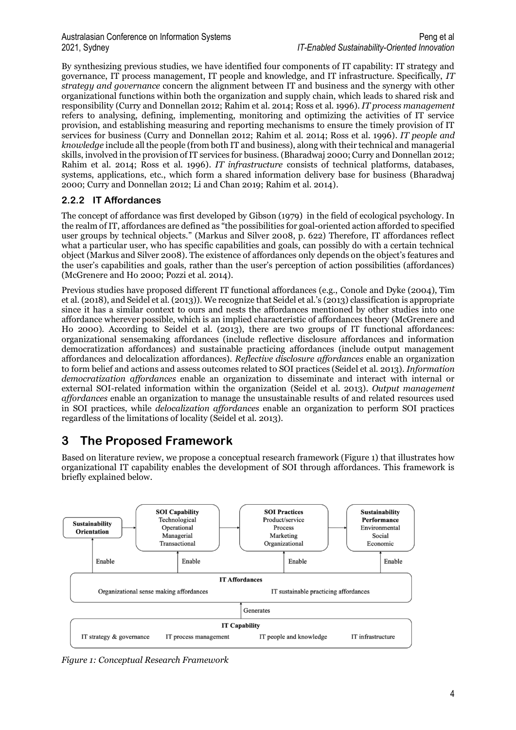By synthesizing previous studies, we have identified four components of IT capability: IT strategy and governance, IT process management, IT people and knowledge, and IT infrastructure. Specifically, *IT strategy and governance* concern the alignment between IT and business and the synergy with other organizational functions within both the organization and supply chain, which leads to shared risk and responsibility (Curry and Donnellan 2012; Rahim et al. 2014; Ross et al. 1996). *IT process management* refers to analysing, defining, implementing, monitoring and optimizing the activities of IT service provision, and establishing measuring and reporting mechanisms to ensure the timely provision of IT services for business (Curry and Donnellan 2012; Rahim et al. 2014; Ross et al. 1996). *IT people and knowledge* include all the people (from both IT and business), along with their technical and managerial skills, involved in the provision of IT services for business. (Bharadwaj 2000; Curry and Donnellan 2012; Rahim et al. 2014; Ross et al. 1996). *IT infrastructure* consists of technical platforms, databases, systems, applications, etc., which form a shared information delivery base for business (Bharadwaj 2000; Curry and Donnellan 2012; Li and Chan 2019; Rahim et al. 2014).

### 2.2.2 IT Affordances

The concept of affordance was first developed by Gibson (1979) in the field of ecological psychology. In the realm of IT, affordances are defined as "the possibilities for goal-oriented action afforded to specified user groups by technical objects." (Markus and Silver 2008, p. 622) Therefore, IT affordances reflect what a particular user, who has specific capabilities and goals, can possibly do with a certain technical object (Markus and Silver 2008). The existence of affordances only depends on the object's features and the user's capabilities and goals, rather than the user's perception of action possibilities (affordances) (McGrenere and Ho 2000; Pozzi et al. 2014).

Previous studies have proposed different IT functional affordances (e.g., Conole and Dyke (2004), Tim et al. (2018), and Seidel et al. (2013)). We recognize that Seidel et al.'s (2013) classification is appropriate since it has a similar context to ours and nests the affordances mentioned by other studies into one affordance wherever possible, which is an implied characteristic of affordances theory (McGrenere and Ho 2000). According to Seidel et al. (2013), there are two groups of IT functional affordances: organizational sensemaking affordances (include reflective disclosure affordances and information democratization affordances) and sustainable practicing affordances (include output management affordances and delocalization affordances). *Reflective disclosure affordances* enable an organization to form belief and actions and assess outcomes related to SOI practices (Seidel et al. 2013). *Information democratization affordances* enable an organization to disseminate and interact with internal or external SOI-related information within the organization (Seidel et al. 2013). *Output management affordances* enable an organization to manage the unsustainable results of and related resources used in SOI practices, while *delocalization affordances* enable an organization to perform SOI practices regardless of the limitations of locality (Seidel et al. 2013).

## 3 The Proposed Framework

Based on literature review, we propose a conceptual research framework (Figure 1) that illustrates how organizational IT capability enables the development of SOI through affordances. This framework is briefly explained below.

*Figure 1: Conceptual Research Framework*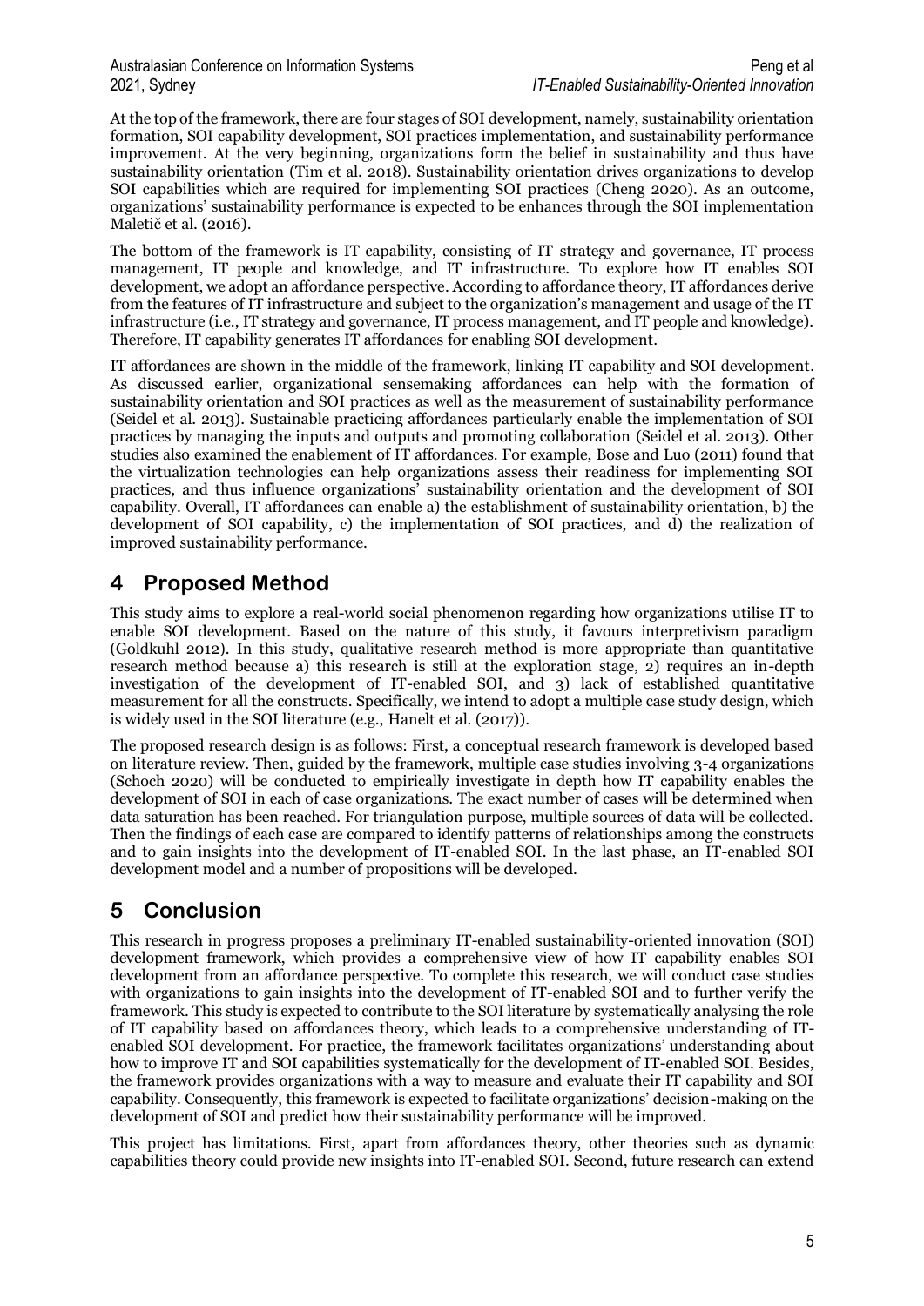At the top of the framework, there are four stages of SOI development, namely, sustainability orientation formation, SOI capability development, SOI practices implementation, and sustainability performance improvement. At the very beginning, organizations form the belief in sustainability and thus have sustainability orientation (Tim et al. 2018). Sustainability orientation drives organizations to develop SOI capabilities which are required for implementing SOI practices (Cheng 2020). As an outcome, organizations' sustainability performance is expected to be enhances through the SOI implementation Maletič et al. (2016).

The bottom of the framework is IT capability, consisting of IT strategy and governance, IT process management, IT people and knowledge, and IT infrastructure. To explore how IT enables SOI development, we adopt an affordance perspective. According to affordance theory, IT affordances derive from the features of IT infrastructure and subject to the organization's management and usage of the IT infrastructure (i.e., IT strategy and governance, IT process management, and IT people and knowledge). Therefore, IT capability generates IT affordances for enabling SOI development.

IT affordances are shown in the middle of the framework, linking IT capability and SOI development. As discussed earlier, organizational sensemaking affordances can help with the formation of sustainability orientation and SOI practices as well as the measurement of sustainability performance (Seidel et al. 2013). Sustainable practicing affordances particularly enable the implementation of SOI practices by managing the inputs and outputs and promoting collaboration (Seidel et al. 2013). Other studies also examined the enablement of IT affordances. For example, Bose and Luo (2011) found that the virtualization technologies can help organizations assess their readiness for implementing SOI practices, and thus influence organizations' sustainability orientation and the development of SOI capability. Overall, IT affordances can enable a) the establishment of sustainability orientation, b) the development of SOI capability, c) the implementation of SOI practices, and d) the realization of improved sustainability performance.

# 4 Proposed Method

This study aims to explore a real-world social phenomenon regarding how organizations utilise IT to enable SOI development. Based on the nature of this study, it favours interpretivism paradigm (Goldkuhl 2012). In this study, qualitative research method is more appropriate than quantitative research method because a) this research is still at the exploration stage, 2) requires an in-depth investigation of the development of IT-enabled SOI, and 3) lack of established quantitative measurement for all the constructs. Specifically, we intend to adopt a multiple case study design, which is widely used in the SOI literature (e.g., Hanelt et al. (2017)).

The proposed research design is as follows: First, a conceptual research framework is developed based on literature review. Then, guided by the framework, multiple case studies involving 3-4 organizations (Schoch 2020) will be conducted to empirically investigate in depth how IT capability enables the development of SOI in each of case organizations. The exact number of cases will be determined when data saturation has been reached. For triangulation purpose, multiple sources of data will be collected. Then the findings of each case are compared to identify patterns of relationships among the constructs and to gain insights into the development of IT-enabled SOI. In the last phase, an IT-enabled SOI development model and a number of propositions will be developed.

# 5 Conclusion

This research in progress proposes a preliminary IT-enabled sustainability-oriented innovation (SOI) development framework, which provides a comprehensive view of how IT capability enables SOI development from an affordance perspective. To complete this research, we will conduct case studies with organizations to gain insights into the development of IT-enabled SOI and to further verify the framework. This study is expected to contribute to the SOI literature by systematically analysing the role of IT capability based on affordances theory, which leads to a comprehensive understanding of IT-enabled SOI development. For practice, the framework facilitates organizations' understanding about how to improve IT and SOI capabilities systematically for the development of IT-enabled SOI. Besides, the framework provides organizations with a way to measure and evaluate their IT capability and SOI capability. Consequently, this framework is expected to facilitate organizations' decision-making on the development of SOI and predict how their sustainability performance will be improved.

This project has limitations. First, apart from affordances theory, other theories such as dynamic capabilities theory could provide new insights into IT-enabled SOI. Second, future research can extend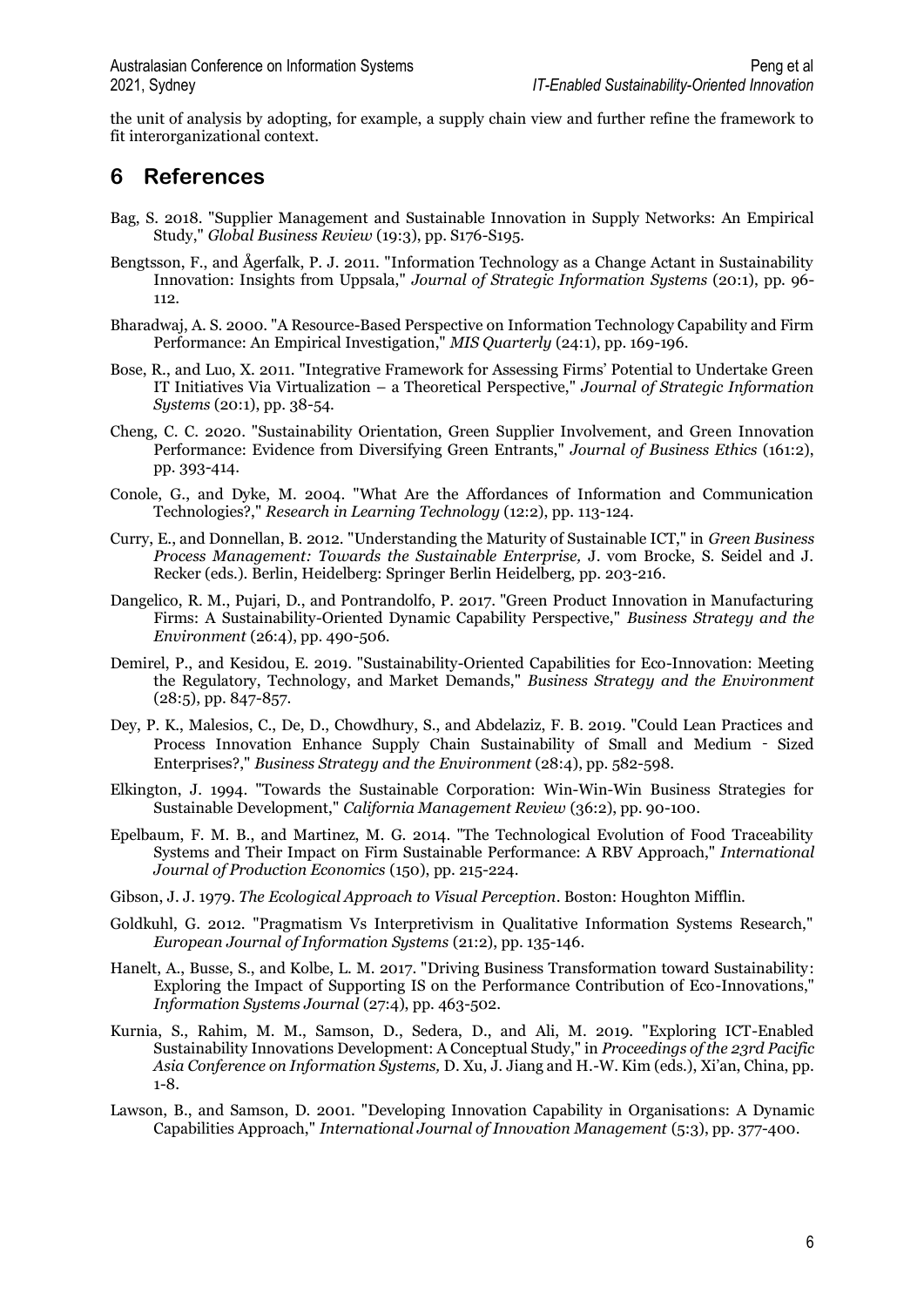the unit of analysis by adopting, for example, a supply chain view and further refine the framework to fit interorganizational context.

# 6 References

Bag, S. 2018. "Supplier Management and Sustainable Innovation in Supply Networks: An Empirical Study," *Global Business Review* (19:3), pp. S176-S195.

Bengtsson, F., and Ågerfalk, P. J. 2011. "Information Technology as a Change Actant in Sustainability Innovation: Insights from Uppsala," *Journal of Strategic Information Systems* (20:1), pp. 96-112.

Bharadwaj, A. S. 2000. "A Resource-Based Perspective on Information Technology Capability and Firm Performance: An Empirical Investigation," *MIS Quarterly* (24:1), pp. 169-196.

Bose, R., and Luo, X. 2011. "Integrative Framework for Assessing Firms' Potential to Undertake Green IT Initiatives Via Virtualization – a Theoretical Perspective," *Journal of Strategic Information Systems* (20:1), pp. 38-54.

Cheng, C. C. 2020. "Sustainability Orientation, Green Supplier Involvement, and Green Innovation Performance: Evidence from Diversifying Green Entrants," *Journal of Business Ethics* (161:2), pp. 393-414.

Conole, G., and Dyke, M. 2004. "What Are the Affordances of Information and Communication Technologies?," *Research in Learning Technology* (12:2), pp. 113-124.

Curry, E., and Donnellan, B. 2012. "Understanding the Maturity of Sustainable ICT," in *Green Business Process Management: Towards the Sustainable Enterprise,* J. vom Brocke, S. Seidel and J. Recker (eds.). Berlin, Heidelberg: Springer Berlin Heidelberg, pp. 203-216.

Dangelico, R. M., Pujari, D., and Pontrandolfo, P. 2017. "Green Product Innovation in Manufacturing Firms: A Sustainability-Oriented Dynamic Capability Perspective," *Business Strategy and the Environment* (26:4), pp. 490-506.

Demirel, P., and Kesidou, E. 2019. "Sustainability-Oriented Capabilities for Eco-Innovation: Meeting the Regulatory, Technology, and Market Demands," *Business Strategy and the Environment* (28:5), pp. 847-857.

Dey, P. K., Malesios, C., De, D., Chowdhury, S., and Abdelaziz, F. B. 2019. "Could Lean Practices and Process Innovation Enhance Supply Chain Sustainability of Small and Medium - Sized Enterprises?," *Business Strategy and the Environment* (28:4), pp. 582-598.

Elkington, J. 1994. "Towards the Sustainable Corporation: Win-Win-Win Business Strategies for Sustainable Development," *California Management Review* (36:2), pp. 90-100.

Epelbaum, F. M. B., and Martinez, M. G. 2014. "The Technological Evolution of Food Traceability Systems and Their Impact on Firm Sustainable Performance: A RBV Approach," *International Journal of Production Economics* (150), pp. 215-224.

Gibson, J. J. 1979. *The Ecological Approach to Visual Perception*. Boston: Houghton Mifflin.

Goldkuhl, G. 2012. "Pragmatism Vs Interpretivism in Qualitative Information Systems Research," *European Journal of Information Systems* (21:2), pp. 135-146.

Hanelt, A., Busse, S., and Kolbe, L. M. 2017. "Driving Business Transformation toward Sustainability: Exploring the Impact of Supporting IS on the Performance Contribution of Eco-Innovations," *Information Systems Journal* (27:4), pp. 463-502.

Kurnia, S., Rahim, M. M., Samson, D., Sedera, D., and Ali, M. 2019. "Exploring ICT-Enabled Sustainability Innovations Development: A Conceptual Study," in *Proceedings of the 23rd Pacific Asia Conference on Information Systems,* D. Xu, J. Jiang and H.-W. Kim (eds.), Xi'an, China, pp. 1-8.

Lawson, B., and Samson, D. 2001. "Developing Innovation Capability in Organisations: A Dynamic Capabilities Approach," *International Journal of Innovation Management* (5:3), pp. 377-400.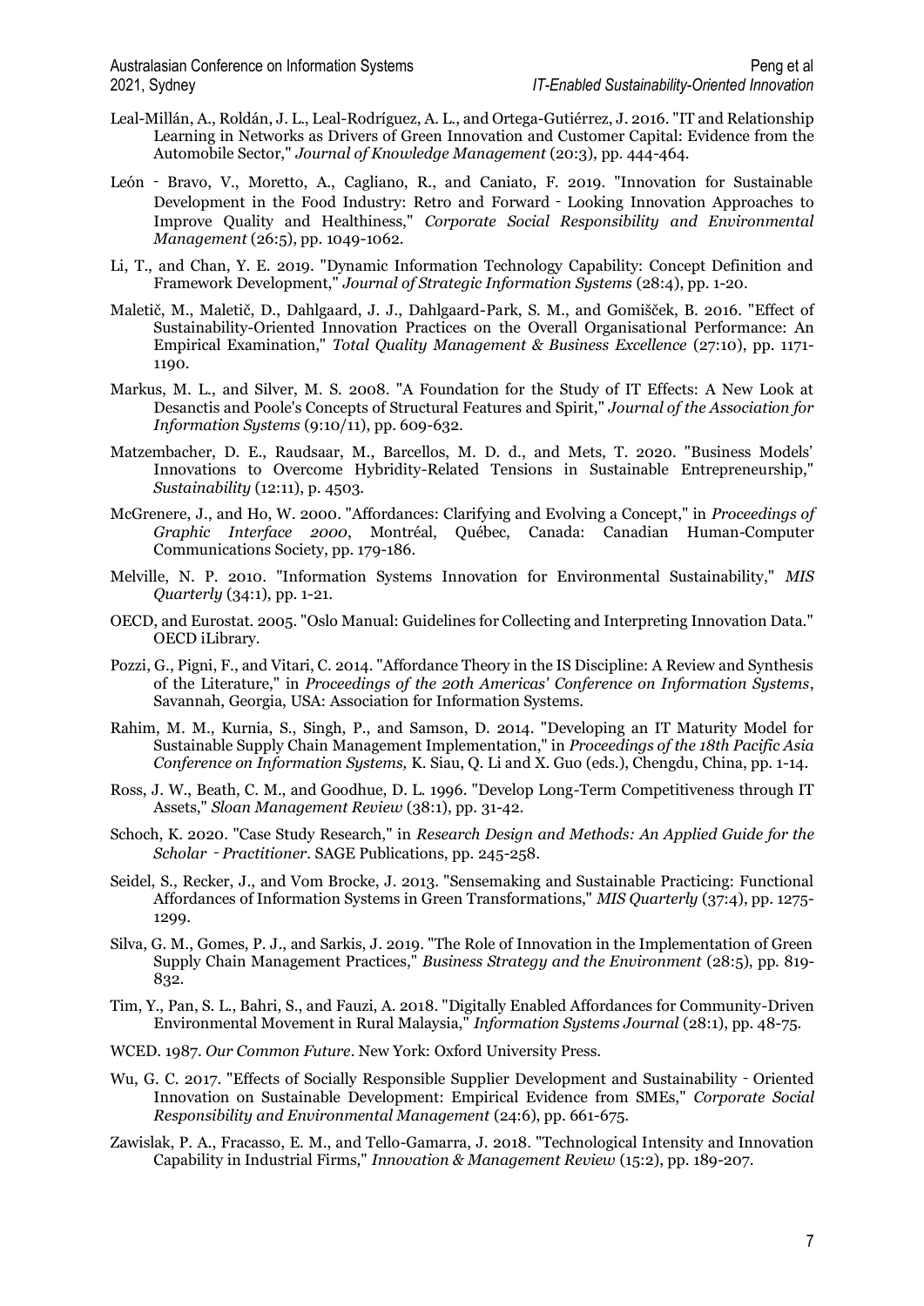Leal-Millán, A., Roldán, J. L., Leal-Rodríguez, A. L., and Ortega-Gutiérrez, J. 2016. "IT and Relationship Learning in Networks as Drivers of Green Innovation and Customer Capital: Evidence from the Automobile Sector," *Journal of Knowledge Management* (20:3), pp. 444-464.

León‐Bravo, V., Moretto, A., Cagliano, R., and Caniato, F. 2019. "Innovation for Sustainable Development in the Food Industry: Retro and Forward‐Looking Innovation Approaches to Improve Quality and Healthiness," *Corporate Social Responsibility and Environmental Management* (26:5), pp. 1049-1062.

Li, T., and Chan, Y. E. 2019. "Dynamic Information Technology Capability: Concept Definition and Framework Development," *Journal of Strategic Information Systems* (28:4), pp. 1-20.

Maletič, M., Maletič, D., Dahlgaard, J. J., Dahlgaard-Park, S. M., and Gomišček, B. 2016. "Effect of Sustainability-Oriented Innovation Practices on the Overall Organisational Performance: An Empirical Examination," *Total Quality Management & Business Excellence* (27:10), pp. 1171-1190.

Markus, M. L., and Silver, M. S. 2008. "A Foundation for the Study of IT Effects: A New Look at Desanctis and Poole's Concepts of Structural Features and Spirit," *Journal of the Association for Information Systems* (9:10/11), pp. 609-632.

Matzembacher, D. E., Raudsaar, M., Barcellos, M. D. d., and Mets, T. 2020. "Business Models' Innovations to Overcome Hybridity-Related Tensions in Sustainable Entrepreneurship," *Sustainability* (12:11), p. 4503.

McGrenere, J., and Ho, W. 2000. "Affordances: Clarifying and Evolving a Concept," in *Proceedings of Graphic Interface 2000*, Montréal, Québec, Canada: Canadian Human-Computer Communications Society, pp. 179-186.

Melville, N. P. 2010. "Information Systems Innovation for Environmental Sustainability," *MIS Quarterly* (34:1), pp. 1-21.

OECD, and Eurostat. 2005. "Oslo Manual: Guidelines for Collecting and Interpreting Innovation Data." OECD iLibrary.

Pozzi, G., Pigni, F., and Vitari, C. 2014. "Affordance Theory in the IS Discipline: A Review and Synthesis of the Literature," in *Proceedings of the 20th Americas' Conference on Information Systems*, Savannah, Georgia, USA: Association for Information Systems.

Rahim, M. M., Kurnia, S., Singh, P., and Samson, D. 2014. "Developing an IT Maturity Model for Sustainable Supply Chain Management Implementation," in *Proceedings of the 18th Pacific Asia Conference on Information Systems,* K. Siau, Q. Li and X. Guo (eds.), Chengdu, China, pp. 1-14.

Ross, J. W., Beath, C. M., and Goodhue, D. L. 1996. "Develop Long-Term Competitiveness through IT Assets," *Sloan Management Review* (38:1), pp. 31-42.

Schoch, K. 2020. "Case Study Research," in *Research Design and Methods: An Applied Guide for the Scholar‐Practitioner*. SAGE Publications, pp. 245-258.

Seidel, S., Recker, J., and Vom Brocke, J. 2013. "Sensemaking and Sustainable Practicing: Functional Affordances of Information Systems in Green Transformations," *MIS Quarterly* (37:4), pp. 1275-1299.

Silva, G. M., Gomes, P. J., and Sarkis, J. 2019. "The Role of Innovation in the Implementation of Green Supply Chain Management Practices," *Business Strategy and the Environment* (28:5), pp. 819-832.

Tim, Y., Pan, S. L., Bahri, S., and Fauzi, A. 2018. "Digitally Enabled Affordances for Community-Driven Environmental Movement in Rural Malaysia," *Information Systems Journal* (28:1), pp. 48-75.

WCED. 1987. *Our Common Future*. New York: Oxford University Press.

Wu, G. C. 2017. "Effects of Socially Responsible Supplier Development and Sustainability‐Oriented Innovation on Sustainable Development: Empirical Evidence from SMEs," *Corporate Social Responsibility and Environmental Management* (24:6), pp. 661-675.

Zawislak, P. A., Fracasso, E. M., and Tello-Gamarra, J. 2018. "Technological Intensity and Innovation Capability in Industrial Firms," *Innovation & Management Review* (15:2), pp. 189-207.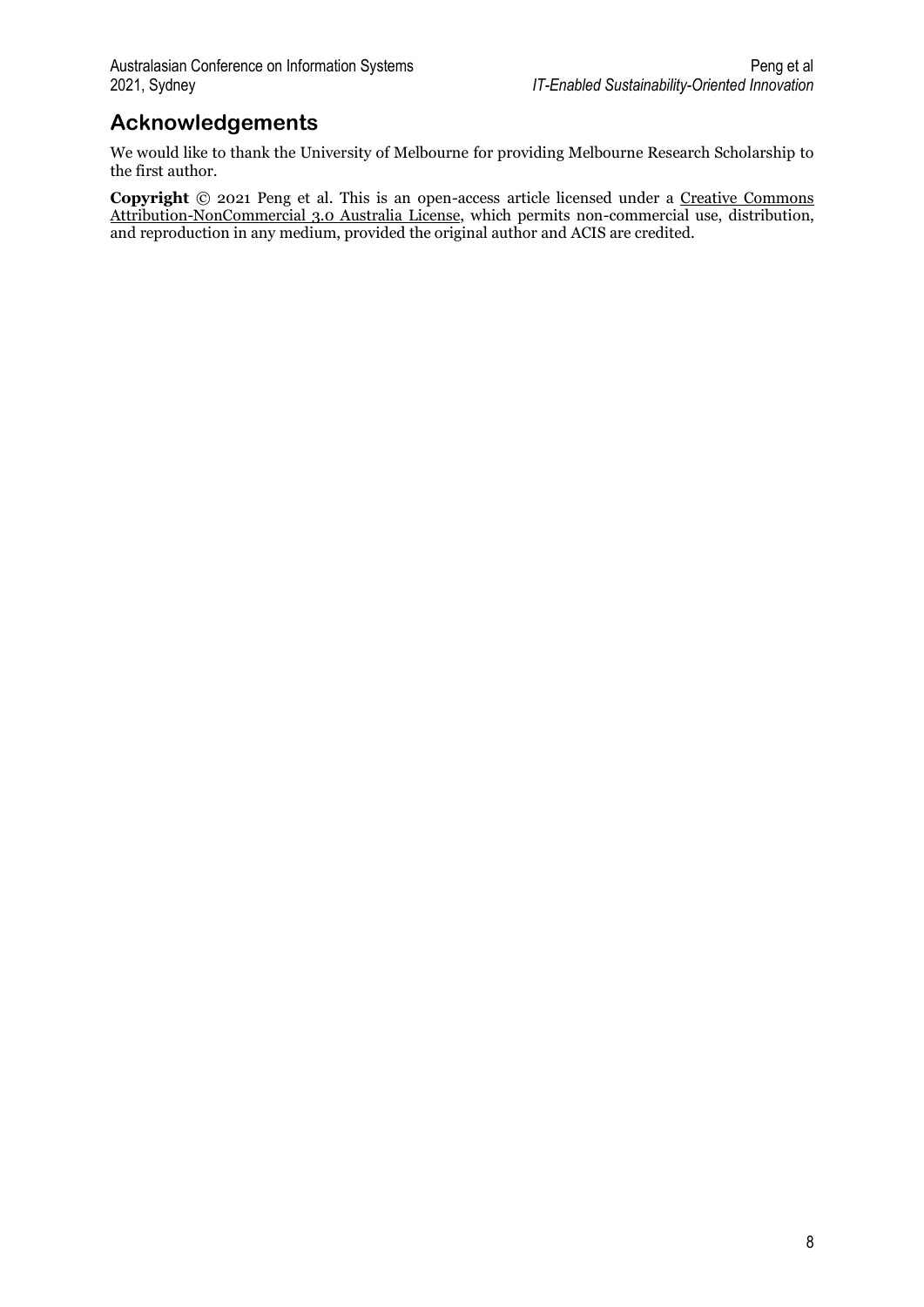## Acknowledgements

We would like to thank the University of Melbourne for providing Melbourne Research Scholarship to the first author.

**Copyright** © 2021 Peng et al. This is an open-access article licensed under a Creative Commons Attribution-NonCommercial 3.0 Australia License, which permits non-commercial use, distribution, and reproduction in any medium, provided the original author and ACIS are credited.